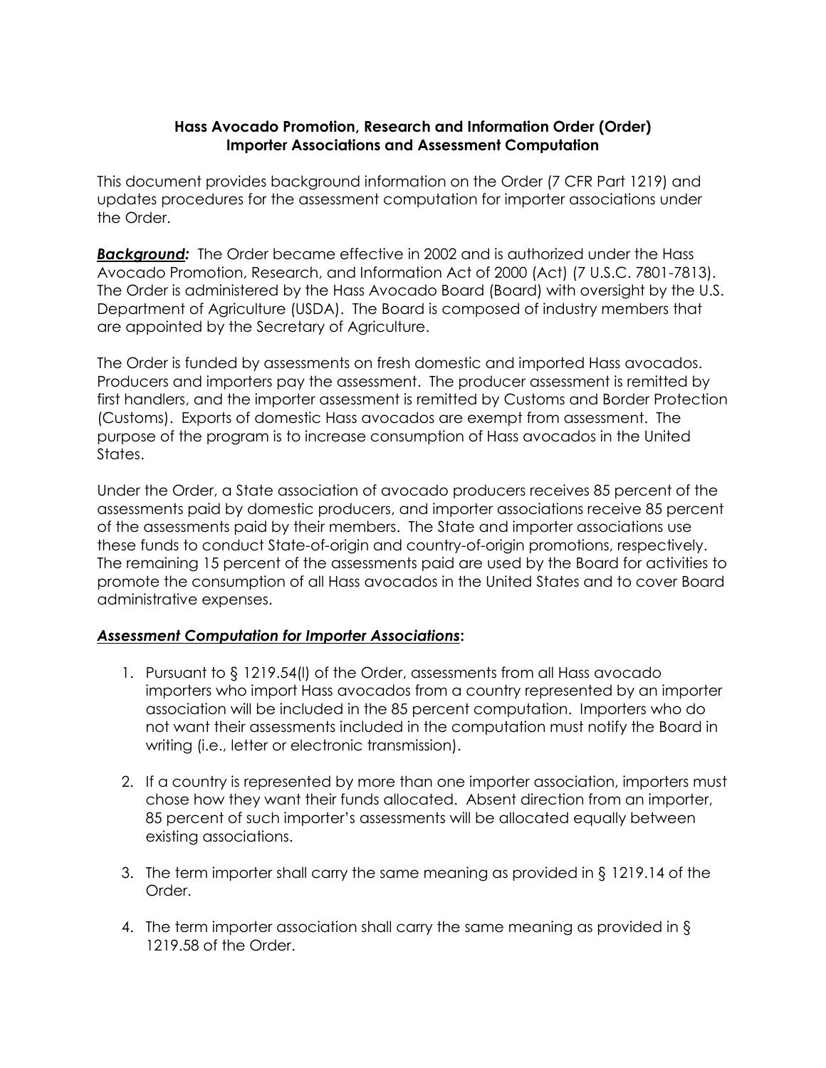**Hass Avocado Promotion, Research and Information Order (Order)**
**Importer Associations and Assessment Computation**

This document provides background information on the Order (7 CFR Part 1219) and updates procedures for the assessment computation for importer associations under the Order.

***Background:*** The Order became effective in 2002 and is authorized under the Hass Avocado Promotion, Research, and Information Act of 2000 (Act) (7 U.S.C. 7801-7813). The Order is administered by the Hass Avocado Board (Board) with oversight by the U.S. Department of Agriculture (USDA). The Board is composed of industry members that are appointed by the Secretary of Agriculture.

The Order is funded by assessments on fresh domestic and imported Hass avocados. Producers and importers pay the assessment. The producer assessment is remitted by first handlers, and the importer assessment is remitted by Customs and Border Protection (Customs). Exports of domestic Hass avocados are exempt from assessment. The purpose of the program is to increase consumption of Hass avocados in the United States.

Under the Order, a State association of avocado producers receives 85 percent of the assessments paid by domestic producers, and importer associations receive 85 percent of the assessments paid by their members. The State and importer associations use these funds to conduct State-of-origin and country-of-origin promotions, respectively. The remaining 15 percent of the assessments paid are used by the Board for activities to promote the consumption of all Hass avocados in the United States and to cover Board administrative expenses.

***Assessment Computation for Importer Associations*:**

1. Pursuant to § 1219.54(l) of the Order, assessments from all Hass avocado importers who import Hass avocados from a country represented by an importer association will be included in the 85 percent computation. Importers who do not want their assessments included in the computation must notify the Board in writing (i.e., letter or electronic transmission).

2. If a country is represented by more than one importer association, importers must chose how they want their funds allocated. Absent direction from an importer, 85 percent of such importer's assessments will be allocated equally between existing associations.

3. The term importer shall carry the same meaning as provided in § 1219.14 of the Order.

4. The term importer association shall carry the same meaning as provided in § 1219.58 of the Order.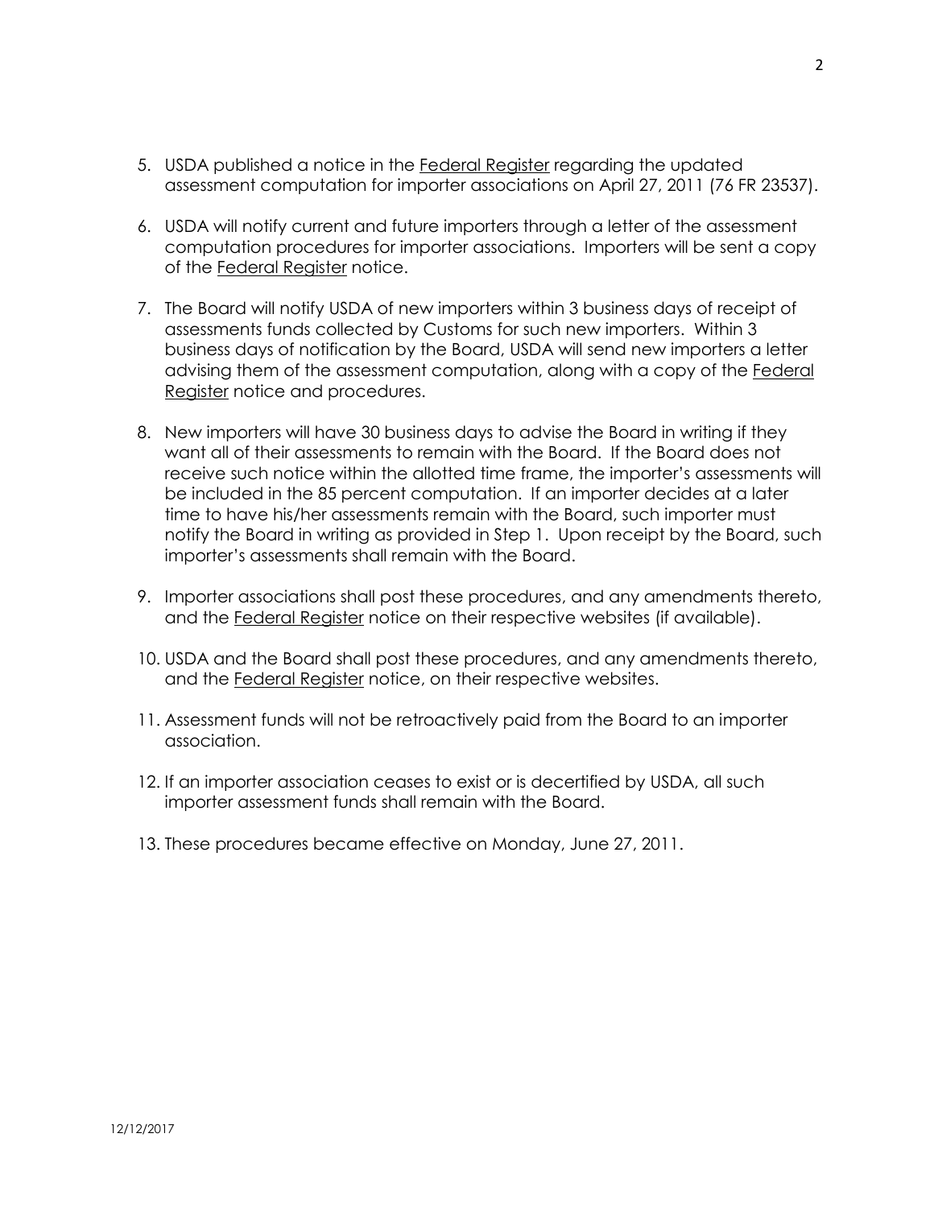5. USDA published a notice in the Federal Register regarding the updated assessment computation for importer associations on April 27, 2011 (76 FR 23537).

6. USDA will notify current and future importers through a letter of the assessment computation procedures for importer associations. Importers will be sent a copy of the Federal Register notice.

7. The Board will notify USDA of new importers within 3 business days of receipt of assessments funds collected by Customs for such new importers. Within 3 business days of notification by the Board, USDA will send new importers a letter advising them of the assessment computation, along with a copy of the Federal Register notice and procedures.

8. New importers will have 30 business days to advise the Board in writing if they want all of their assessments to remain with the Board. If the Board does not receive such notice within the allotted time frame, the importer's assessments will be included in the 85 percent computation. If an importer decides at a later time to have his/her assessments remain with the Board, such importer must notify the Board in writing as provided in Step 1. Upon receipt by the Board, such importer's assessments shall remain with the Board.

9. Importer associations shall post these procedures, and any amendments thereto, and the Federal Register notice on their respective websites (if available).

10. USDA and the Board shall post these procedures, and any amendments thereto, and the Federal Register notice, on their respective websites.

11. Assessment funds will not be retroactively paid from the Board to an importer association.

12. If an importer association ceases to exist or is decertified by USDA, all such importer assessment funds shall remain with the Board.

13. These procedures became effective on Monday, June 27, 2011.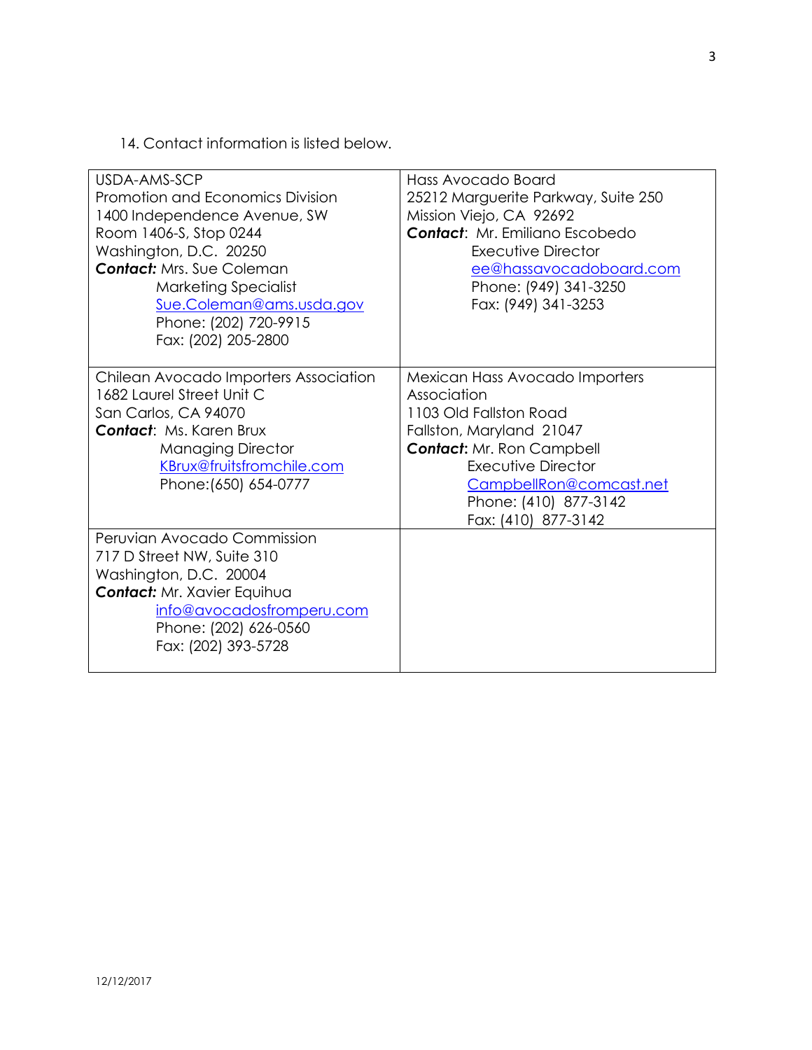14. Contact information is listed below.

| | |
|---|---|
| USDA-AMS-SCP<br>Promotion and Economics Division<br>1400 Independence Avenue, SW<br>Room 1406-S, Stop 0244<br>Washington, D.C. 20250<br>***Contact:*** Mrs. Sue Coleman<br>Marketing Specialist<br>Sue.Coleman@ams.usda.gov<br>Phone: (202) 720-9915<br>Fax: (202) 205-2800 | Hass Avocado Board<br>25212 Marguerite Parkway, Suite 250<br>Mission Viejo, CA 92692<br>***Contact***: Mr. Emiliano Escobedo<br>Executive Director<br>ee@hassavocadoboard.com<br>Phone: (949) 341-3250<br>Fax: (949) 341-3253 |
| Chilean Avocado Importers Association<br>1682 Laurel Street Unit C<br>San Carlos, CA 94070<br>***Contact***: Ms. Karen Brux<br>Managing Director<br>KBrux@fruitsfromchile.com<br>Phone:(650) 654-0777 | Mexican Hass Avocado Importers Association<br>1103 Old Fallston Road<br>Fallston, Maryland 21047<br>***Contact:*** Mr. Ron Campbell<br>Executive Director<br>CampbellRon@comcast.net<br>Phone: (410) 877-3142<br>Fax: (410) 877-3142 |
| Peruvian Avocado Commission<br>717 D Street NW, Suite 310<br>Washington, D.C. 20004<br>***Contact:*** Mr. Xavier Equihua<br>info@avocadosfromperu.com<br>Phone: (202) 626-0560<br>Fax: (202) 393-5728 | |

12/12/2017